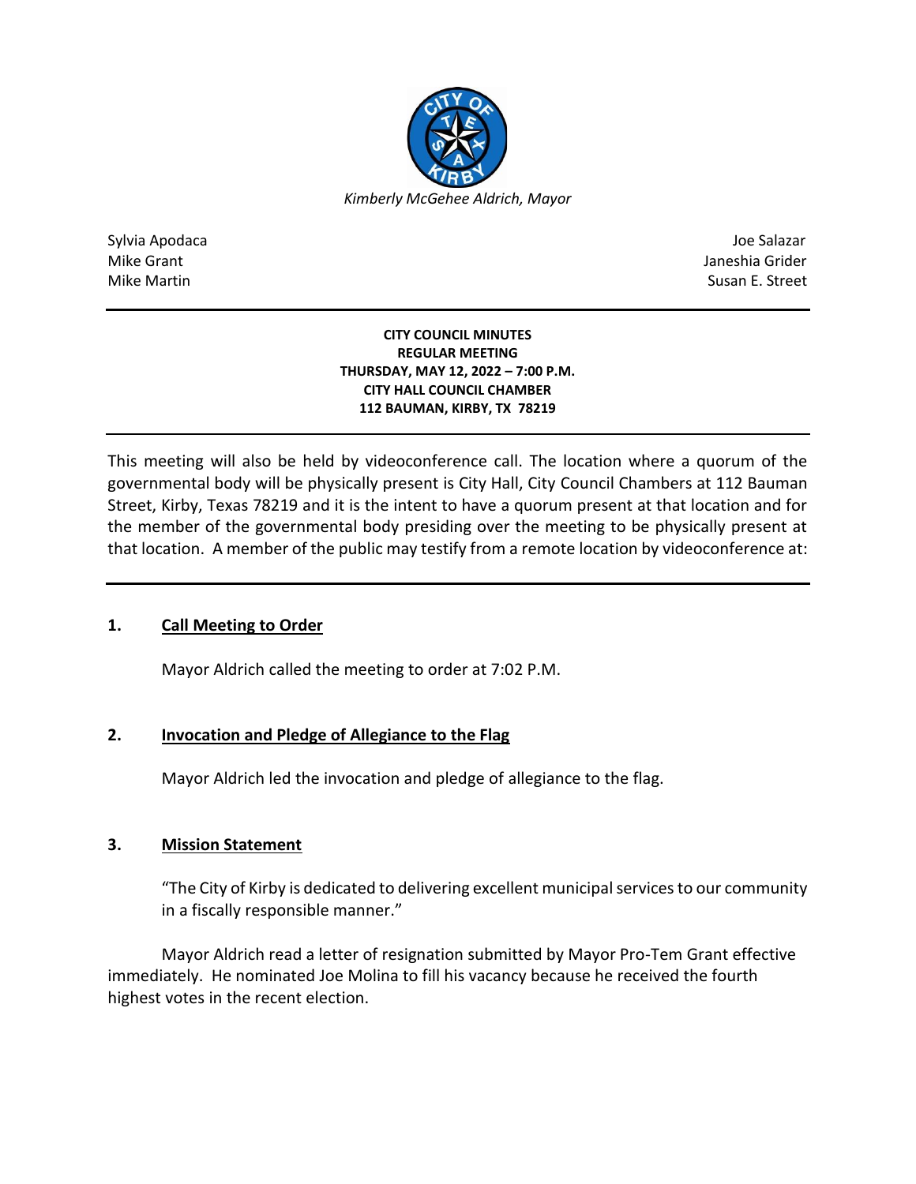*Kimberly McGehee Aldrich, Mayor*

Sylvia Apodaca
Mike Grant
Mike Martin

Joe Salazar
Janeshia Grider
Susan E. Street

---

**CITY COUNCIL MINUTES**
**REGULAR MEETING**
**THURSDAY, MAY 12, 2022 – 7:00 P.M.**
**CITY HALL COUNCIL CHAMBER**
**112 BAUMAN, KIRBY, TX 78219**

---

This meeting will also be held by videoconference call. The location where a quorum of the governmental body will be physically present is City Hall, City Council Chambers at 112 Bauman Street, Kirby, Texas 78219 and it is the intent to have a quorum present at that location and for the member of the governmental body presiding over the meeting to be physically present at that location. A member of the public may testify from a remote location by videoconference at:

---

## 1. Call Meeting to Order

Mayor Aldrich called the meeting to order at 7:02 P.M.

## 2. Invocation and Pledge of Allegiance to the Flag

Mayor Aldrich led the invocation and pledge of allegiance to the flag.

## 3. Mission Statement

"The City of Kirby is dedicated to delivering excellent municipal services to our community in a fiscally responsible manner."

Mayor Aldrich read a letter of resignation submitted by Mayor Pro-Tem Grant effective immediately. He nominated Joe Molina to fill his vacancy because he received the fourth highest votes in the recent election.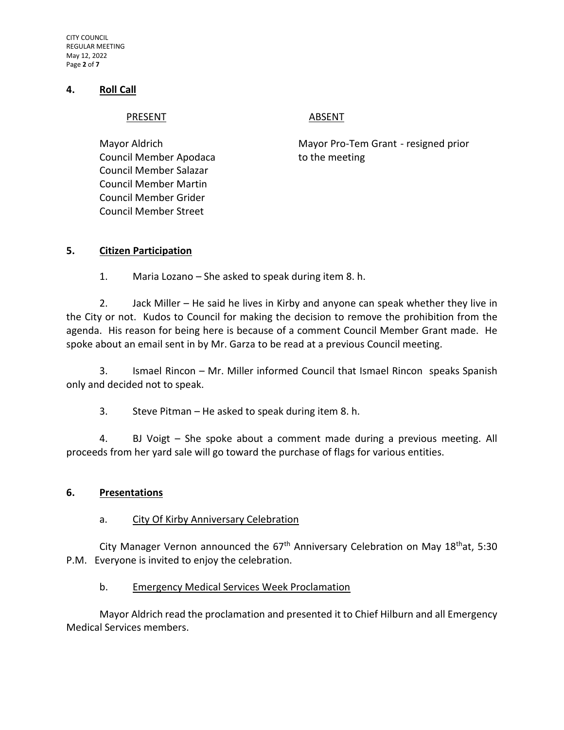## 4. Roll Call

| PRESENT | ABSENT |
| --- | --- |
| Mayor Aldrich | Mayor Pro-Tem Grant - resigned prior to the meeting |
| Council Member Apodaca | |
| Council Member Salazar | |
| Council Member Martin | |
| Council Member Grider | |
| Council Member Street | |

## 5. Citizen Participation

1. Maria Lozano – She asked to speak during item 8. h.

2. Jack Miller – He said he lives in Kirby and anyone can speak whether they live in the City or not. Kudos to Council for making the decision to remove the prohibition from the agenda. His reason for being here is because of a comment Council Member Grant made. He spoke about an email sent in by Mr. Garza to be read at a previous Council meeting.

3. Ismael Rincon – Mr. Miller informed Council that Ismael Rincon speaks Spanish only and decided not to speak.

3. Steve Pitman – He asked to speak during item 8. h.

4. BJ Voigt – She spoke about a comment made during a previous meeting. All proceeds from her yard sale will go toward the purchase of flags for various entities.

## 6. Presentations

### a. City Of Kirby Anniversary Celebration

City Manager Vernon announced the 67th Anniversary Celebration on May 18th at, 5:30 P.M. Everyone is invited to enjoy the celebration.

### b. Emergency Medical Services Week Proclamation

Mayor Aldrich read the proclamation and presented it to Chief Hilburn and all Emergency Medical Services members.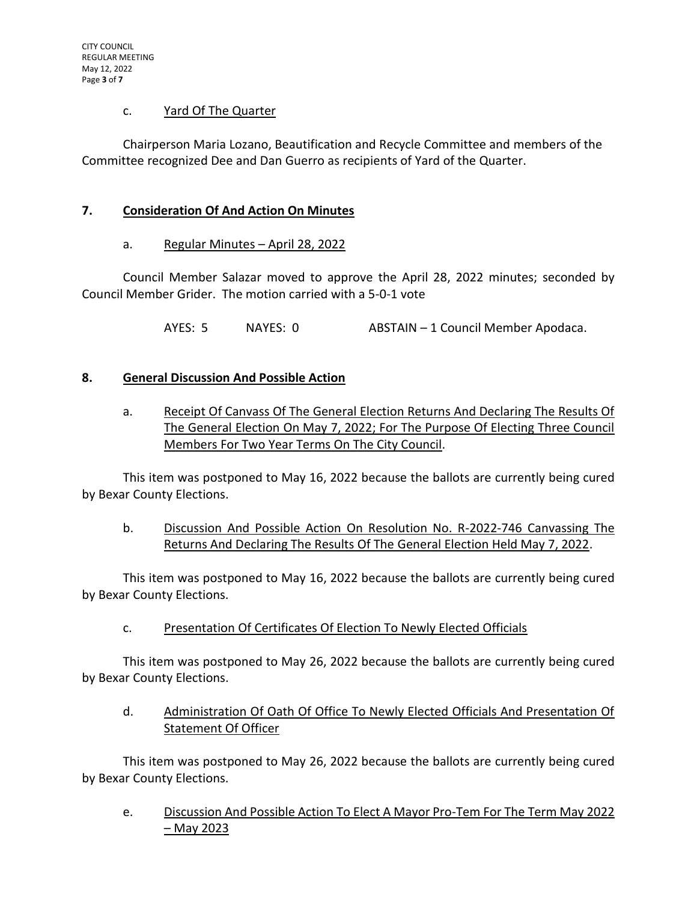c. Yard Of The Quarter

Chairperson Maria Lozano, Beautification and Recycle Committee and members of the Committee recognized Dee and Dan Guerro as recipients of Yard of the Quarter.

## 7. Consideration Of And Action On Minutes

a. Regular Minutes – April 28, 2022

Council Member Salazar moved to approve the April 28, 2022 minutes; seconded by Council Member Grider. The motion carried with a 5-0-1 vote

AYES: 5 NAYES: 0 ABSTAIN – 1 Council Member Apodaca.

## 8. General Discussion And Possible Action

a. Receipt Of Canvass Of The General Election Returns And Declaring The Results Of The General Election On May 7, 2022; For The Purpose Of Electing Three Council Members For Two Year Terms On The City Council.

This item was postponed to May 16, 2022 because the ballots are currently being cured by Bexar County Elections.

b. Discussion And Possible Action On Resolution No. R-2022-746 Canvassing The Returns And Declaring The Results Of The General Election Held May 7, 2022.

This item was postponed to May 16, 2022 because the ballots are currently being cured by Bexar County Elections.

c. Presentation Of Certificates Of Election To Newly Elected Officials

This item was postponed to May 26, 2022 because the ballots are currently being cured by Bexar County Elections.

d. Administration Of Oath Of Office To Newly Elected Officials And Presentation Of Statement Of Officer

This item was postponed to May 26, 2022 because the ballots are currently being cured by Bexar County Elections.

e. Discussion And Possible Action To Elect A Mayor Pro-Tem For The Term May 2022 – May 2023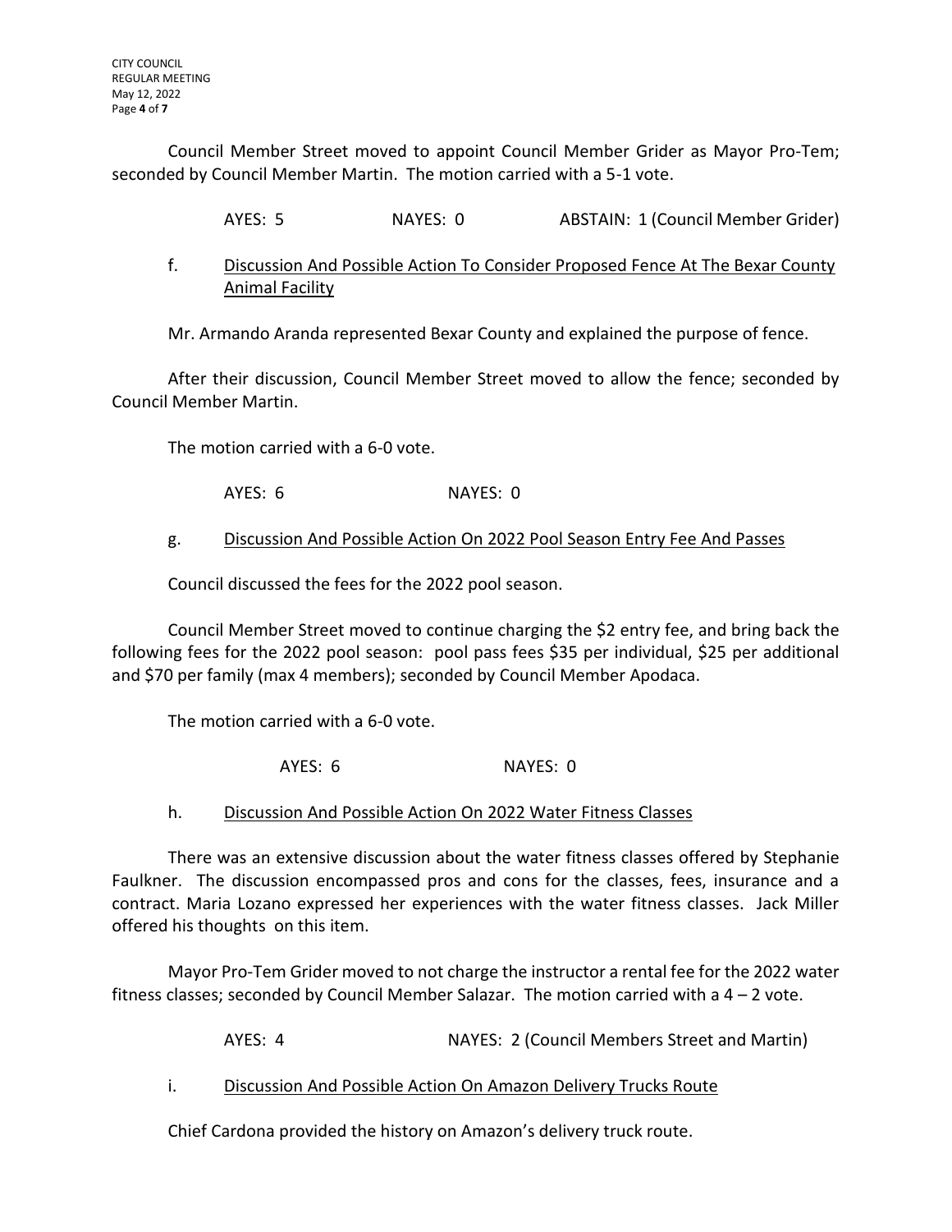Council Member Street moved to appoint Council Member Grider as Mayor Pro-Tem; seconded by Council Member Martin. The motion carried with a 5-1 vote.

AYES: 5 NAYES: 0 ABSTAIN: 1 (Council Member Grider)

f. <u>Discussion And Possible Action To Consider Proposed Fence At The Bexar County Animal Facility</u>

Mr. Armando Aranda represented Bexar County and explained the purpose of fence.

After their discussion, Council Member Street moved to allow the fence; seconded by Council Member Martin.

The motion carried with a 6-0 vote.

AYES: 6 NAYES: 0

g. <u>Discussion And Possible Action On 2022 Pool Season Entry Fee And Passes</u>

Council discussed the fees for the 2022 pool season.

Council Member Street moved to continue charging the $2 entry fee, and bring back the following fees for the 2022 pool season: pool pass fees $35 per individual, $25 per additional and $70 per family (max 4 members); seconded by Council Member Apodaca.

The motion carried with a 6-0 vote.

AYES: 6 NAYES: 0

h. <u>Discussion And Possible Action On 2022 Water Fitness Classes</u>

There was an extensive discussion about the water fitness classes offered by Stephanie Faulkner. The discussion encompassed pros and cons for the classes, fees, insurance and a contract. Maria Lozano expressed her experiences with the water fitness classes. Jack Miller offered his thoughts on this item.

Mayor Pro-Tem Grider moved to not charge the instructor a rental fee for the 2022 water fitness classes; seconded by Council Member Salazar. The motion carried with a 4 – 2 vote.

AYES: 4 NAYES: 2 (Council Members Street and Martin)

i. <u>Discussion And Possible Action On Amazon Delivery Trucks Route</u>

Chief Cardona provided the history on Amazon's delivery truck route.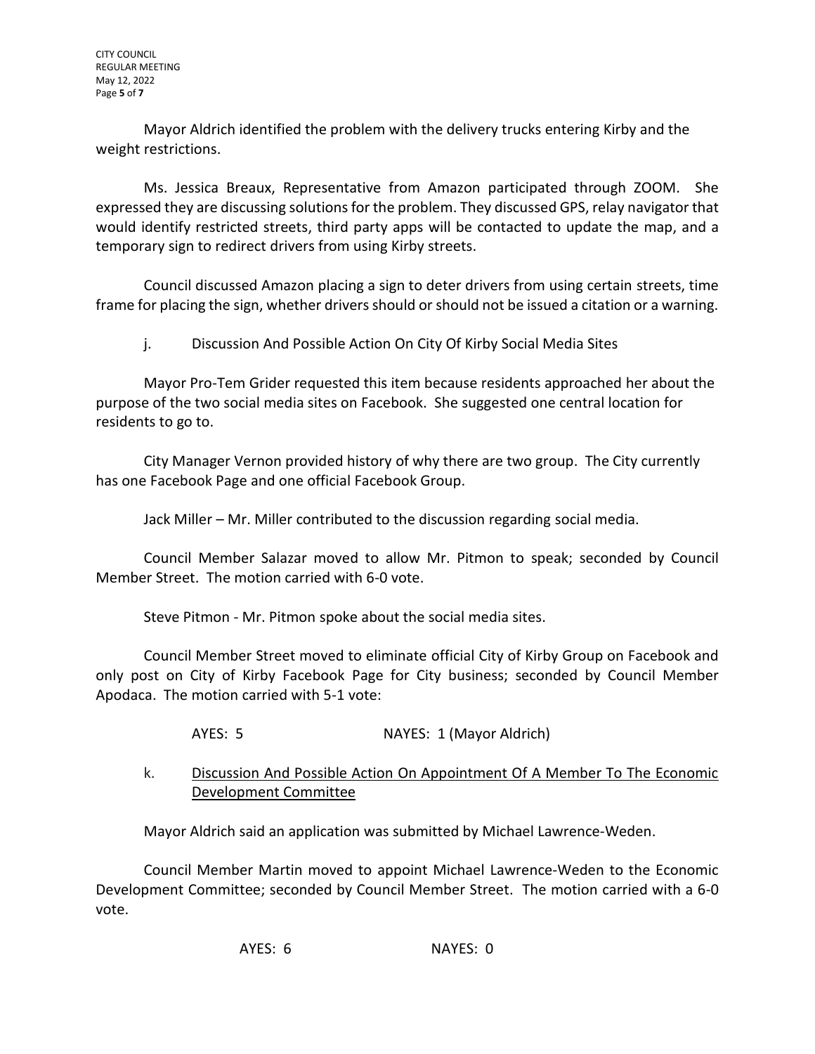Mayor Aldrich identified the problem with the delivery trucks entering Kirby and the weight restrictions.

Ms. Jessica Breaux, Representative from Amazon participated through ZOOM. She expressed they are discussing solutions for the problem. They discussed GPS, relay navigator that would identify restricted streets, third party apps will be contacted to update the map, and a temporary sign to redirect drivers from using Kirby streets.

Council discussed Amazon placing a sign to deter drivers from using certain streets, time frame for placing the sign, whether drivers should or should not be issued a citation or a warning.

j. Discussion And Possible Action On City Of Kirby Social Media Sites

Mayor Pro-Tem Grider requested this item because residents approached her about the purpose of the two social media sites on Facebook. She suggested one central location for residents to go to.

City Manager Vernon provided history of why there are two group. The City currently has one Facebook Page and one official Facebook Group.

Jack Miller – Mr. Miller contributed to the discussion regarding social media.

Council Member Salazar moved to allow Mr. Pitmon to speak; seconded by Council Member Street. The motion carried with 6-0 vote.

Steve Pitmon - Mr. Pitmon spoke about the social media sites.

Council Member Street moved to eliminate official City of Kirby Group on Facebook and only post on City of Kirby Facebook Page for City business; seconded by Council Member Apodaca. The motion carried with 5-1 vote:

AYES: 5 NAYES: 1 (Mayor Aldrich)

k. Discussion And Possible Action On Appointment Of A Member To The Economic Development Committee

Mayor Aldrich said an application was submitted by Michael Lawrence-Weden.

Council Member Martin moved to appoint Michael Lawrence-Weden to the Economic Development Committee; seconded by Council Member Street. The motion carried with a 6-0 vote.

AYES: 6 NAYES: 0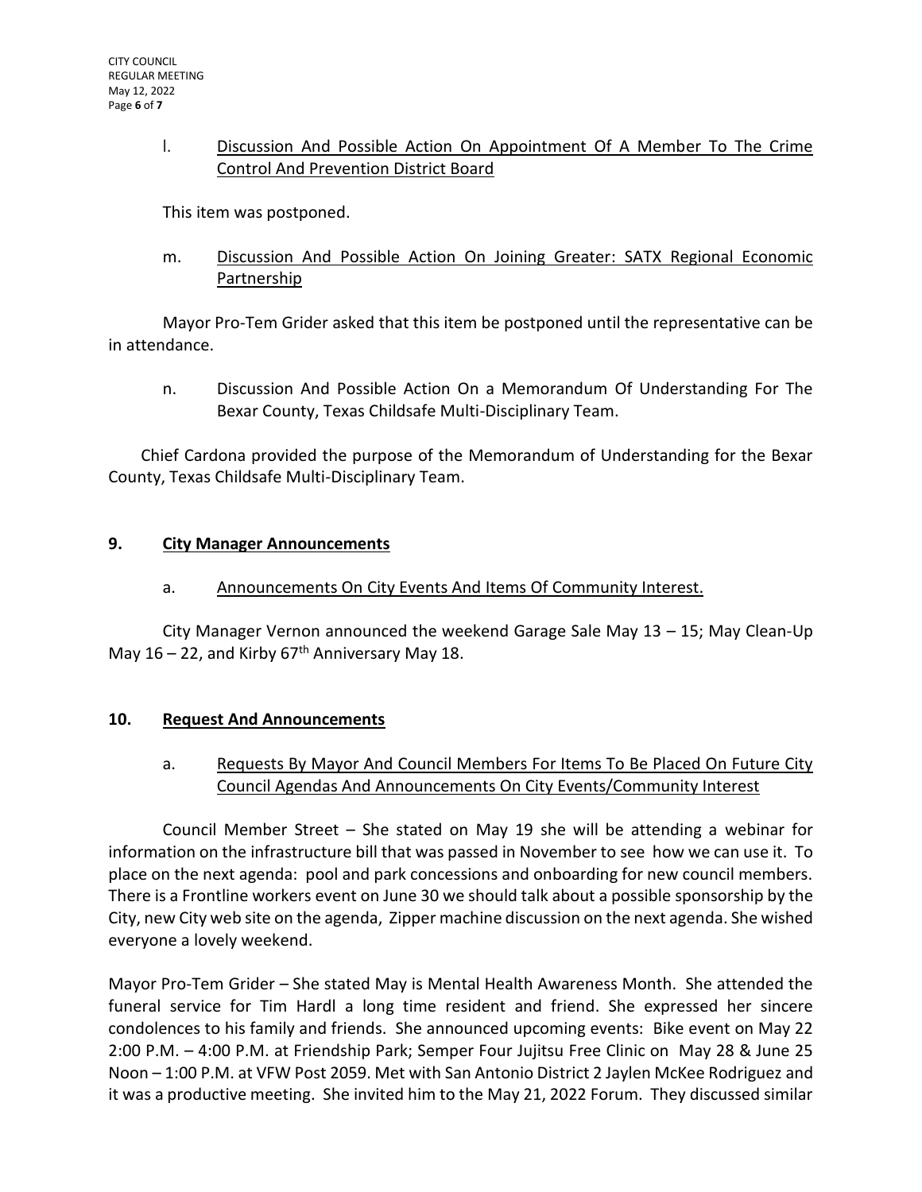l. <u>Discussion And Possible Action On Appointment Of A Member To The Crime Control And Prevention District Board</u>

This item was postponed.

m. <u>Discussion And Possible Action On Joining Greater: SATX Regional Economic Partnership</u>

Mayor Pro-Tem Grider asked that this item be postponed until the representative can be in attendance.

n. Discussion And Possible Action On a Memorandum Of Understanding For The Bexar County, Texas Childsafe Multi-Disciplinary Team.

Chief Cardona provided the purpose of the Memorandum of Understanding for the Bexar County, Texas Childsafe Multi-Disciplinary Team.

## 9. City Manager Announcements

a. <u>Announcements On City Events And Items Of Community Interest.</u>

City Manager Vernon announced the weekend Garage Sale May 13 – 15; May Clean-Up May 16 – 22, and Kirby 67th Anniversary May 18.

## 10. Request And Announcements

a. <u>Requests By Mayor And Council Members For Items To Be Placed On Future City Council Agendas And Announcements On City Events/Community Interest</u>

Council Member Street – She stated on May 19 she will be attending a webinar for information on the infrastructure bill that was passed in November to see how we can use it. To place on the next agenda: pool and park concessions and onboarding for new council members. There is a Frontline workers event on June 30 we should talk about a possible sponsorship by the City, new City web site on the agenda, Zipper machine discussion on the next agenda. She wished everyone a lovely weekend.

Mayor Pro-Tem Grider – She stated May is Mental Health Awareness Month. She attended the funeral service for Tim Hardl a long time resident and friend. She expressed her sincere condolences to his family and friends. She announced upcoming events: Bike event on May 22 2:00 P.M. – 4:00 P.M. at Friendship Park; Semper Four Jujitsu Free Clinic on May 28 & June 25 Noon – 1:00 P.M. at VFW Post 2059. Met with San Antonio District 2 Jaylen McKee Rodriguez and it was a productive meeting. She invited him to the May 21, 2022 Forum. They discussed similar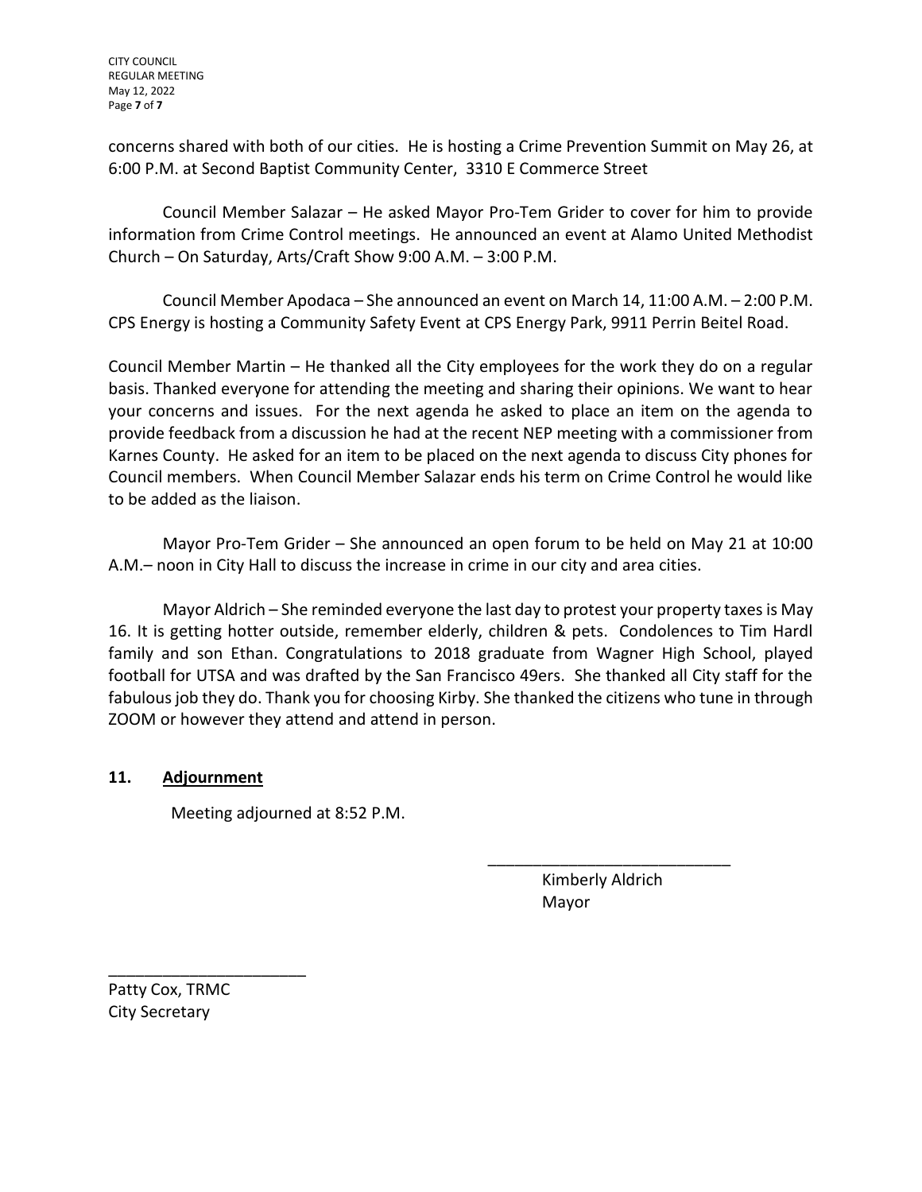concerns shared with both of our cities. He is hosting a Crime Prevention Summit on May 26, at 6:00 P.M. at Second Baptist Community Center, 3310 E Commerce Street

Council Member Salazar – He asked Mayor Pro-Tem Grider to cover for him to provide information from Crime Control meetings. He announced an event at Alamo United Methodist Church – On Saturday, Arts/Craft Show 9:00 A.M. – 3:00 P.M.

Council Member Apodaca – She announced an event on March 14, 11:00 A.M. – 2:00 P.M. CPS Energy is hosting a Community Safety Event at CPS Energy Park, 9911 Perrin Beitel Road.

Council Member Martin – He thanked all the City employees for the work they do on a regular basis. Thanked everyone for attending the meeting and sharing their opinions. We want to hear your concerns and issues. For the next agenda he asked to place an item on the agenda to provide feedback from a discussion he had at the recent NEP meeting with a commissioner from Karnes County. He asked for an item to be placed on the next agenda to discuss City phones for Council members. When Council Member Salazar ends his term on Crime Control he would like to be added as the liaison.

Mayor Pro-Tem Grider – She announced an open forum to be held on May 21 at 10:00 A.M.– noon in City Hall to discuss the increase in crime in our city and area cities.

Mayor Aldrich – She reminded everyone the last day to protest your property taxes is May 16. It is getting hotter outside, remember elderly, children & pets. Condolences to Tim Hardl family and son Ethan. Congratulations to 2018 graduate from Wagner High School, played football for UTSA and was drafted by the San Francisco 49ers. She thanked all City staff for the fabulous job they do. Thank you for choosing Kirby. She thanked the citizens who tune in through ZOOM or however they attend and attend in person.

**11. Adjournment**

Meeting adjourned at 8:52 P.M.

___________________________
Kimberly Aldrich
Mayor

______________________
Patty Cox, TRMC
City Secretary